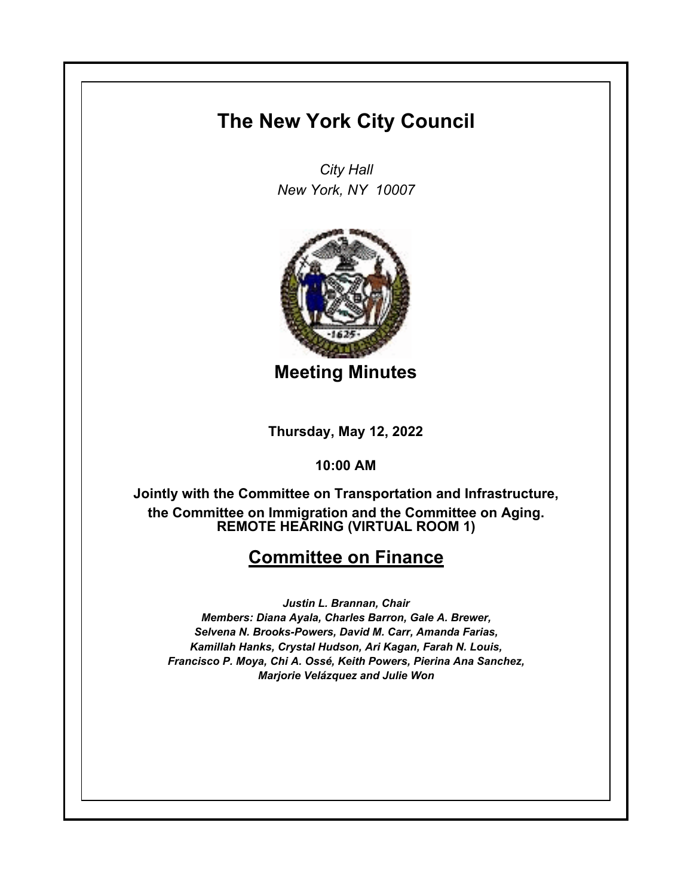# The New York City Council

*City Hall*
*New York, NY 10007*

## Meeting Minutes

**Thursday, May 12, 2022**

**10:00 AM**

**Jointly with the Committee on Transportation and Infrastructure, the Committee on Immigration and the Committee on Aging.**
**REMOTE HEARING (VIRTUAL ROOM 1)**

## Committee on Finance

***Justin L. Brannan, Chair***
***Members: Diana Ayala, Charles Barron, Gale A. Brewer, Selvena N. Brooks-Powers, David M. Carr, Amanda Farias, Kamillah Hanks, Crystal Hudson, Ari Kagan, Farah N. Louis, Francisco P. Moya, Chi A. Ossé, Keith Powers, Pierina Ana Sanchez, Marjorie Velázquez and Julie Won***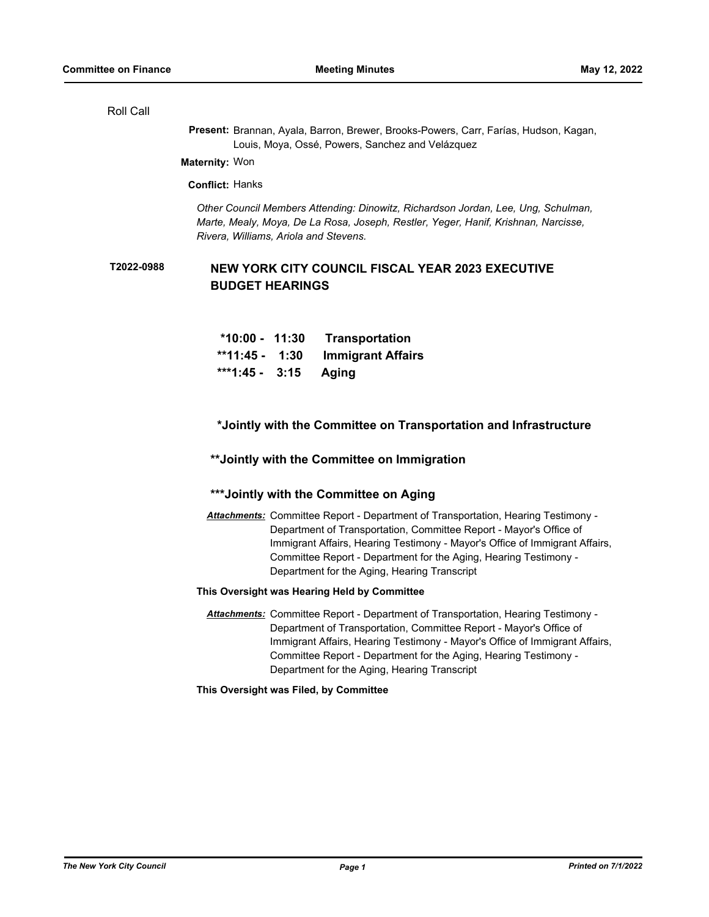Roll Call

**Present:** Brannan, Ayala, Barron, Brewer, Brooks-Powers, Carr, Farías, Hudson, Kagan, Louis, Moya, Ossé, Powers, Sanchez and Velázquez

**Maternity:** Won

**Conflict:** Hanks

*Other Council Members Attending: Dinowitz, Richardson Jordan, Lee, Ung, Schulman, Marte, Mealy, Moya, De La Rosa, Joseph, Restler, Yeger, Hanif, Krishnan, Narcisse, Rivera, Williams, Ariola and Stevens.*

**T2022-0988**

## NEW YORK CITY COUNCIL FISCAL YEAR 2023 EXECUTIVE BUDGET HEARINGS

**\*10:00 - 11:30 Transportation**
**\*\*11:45 - 1:30 Immigrant Affairs**
**\*\*\*1:45 - 3:15 Aging**

**\*Jointly with the Committee on Transportation and Infrastructure**

**\*\*Jointly with the Committee on Immigration**

**\*\*\*Jointly with the Committee on Aging**

***Attachments:*** Committee Report - Department of Transportation, Hearing Testimony - Department of Transportation, Committee Report - Mayor's Office of Immigrant Affairs, Hearing Testimony - Mayor's Office of Immigrant Affairs, Committee Report - Department for the Aging, Hearing Testimony - Department for the Aging, Hearing Transcript

**This Oversight was Hearing Held by Committee**

***Attachments:*** Committee Report - Department of Transportation, Hearing Testimony - Department of Transportation, Committee Report - Mayor's Office of Immigrant Affairs, Hearing Testimony - Mayor's Office of Immigrant Affairs, Committee Report - Department for the Aging, Hearing Testimony - Department for the Aging, Hearing Transcript

**This Oversight was Filed, by Committee**